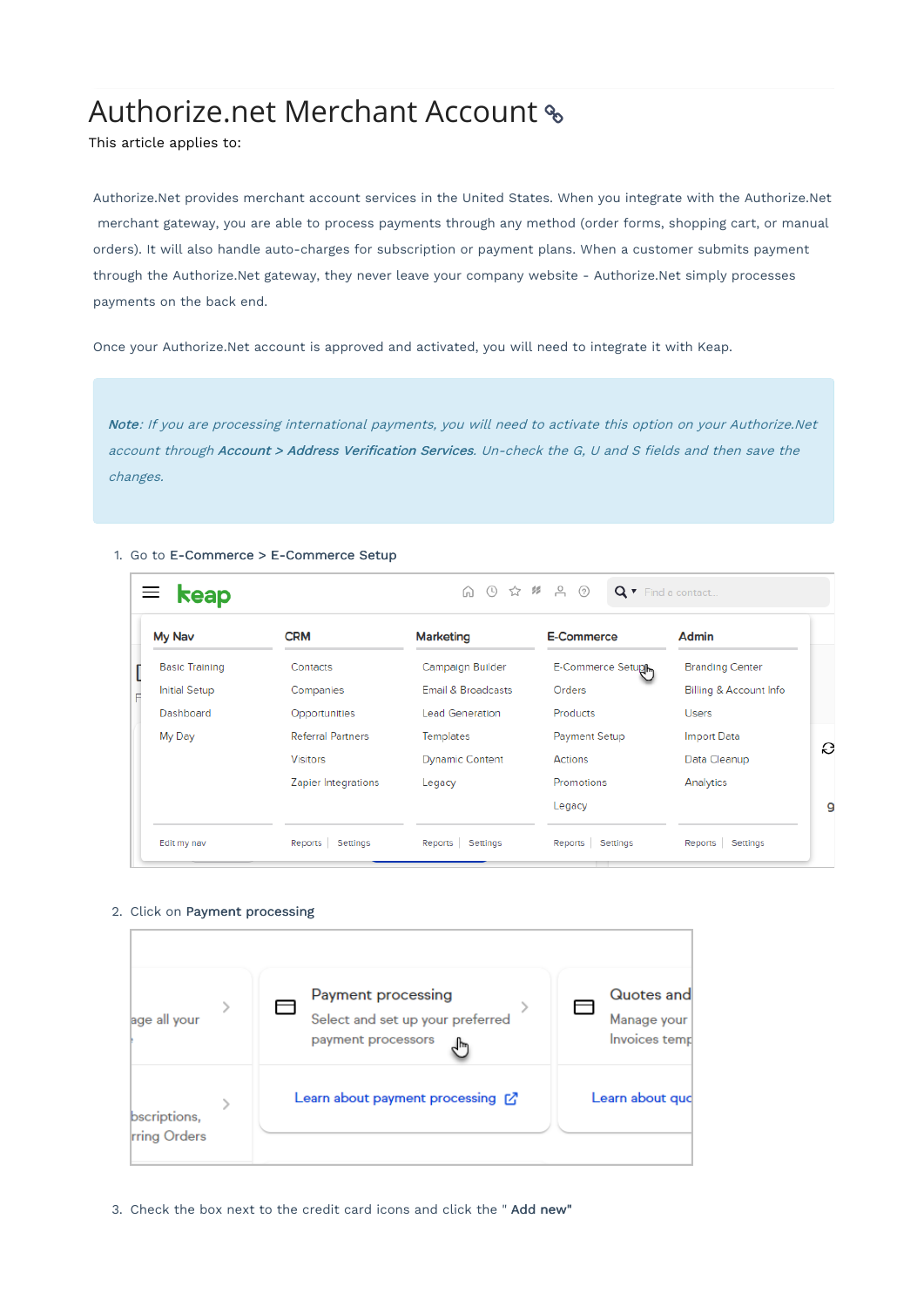# Authorize.net Merchant Account

This article applies to:

Authorize.Net provides merchant account services in the United States. When you integrate with the Authorize.Net merchant gateway, you are able to process payments through any method (order forms, shopping cart, or manual orders). It will also handle auto-charges for subscription or payment plans. When a customer submits payment through the Authorize.Net gateway, they never leave your company website - Authorize.Net simply processes payments on the back end.

Once your Authorize.Net account is approved and activated, you will need to integrate it with Keap.

> ***Note**: If you are processing international payments, you will need to activate this option on your Authorize.Net account through **Account > Address Verification Services**. Un-check the G, U and S fields and then save the changes.*

1. Go to **E-Commerce > E-Commerce Setup**
2. Click on **Payment processing**
3. Check the box next to the credit card icons and click the " **Add new"**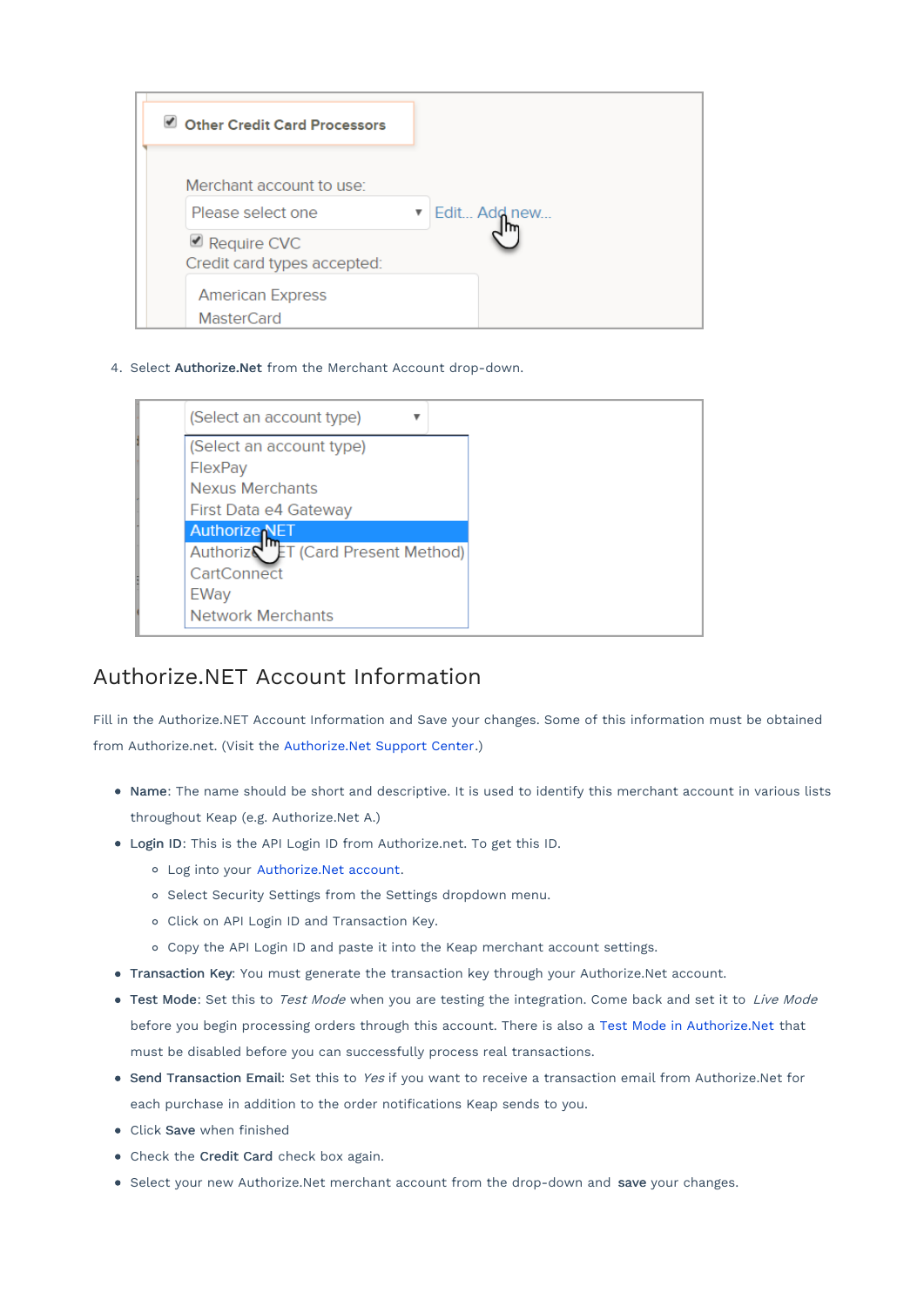4. Select **Authorize.Net** from the Merchant Account drop-down.

## Authorize.NET Account Information

Fill in the Authorize.NET Account Information and Save your changes. Some of this information must be obtained from Authorize.net. (Visit the Authorize.Net Support Center.)

- **Name**: The name should be short and descriptive. It is used to identify this merchant account in various lists throughout Keap (e.g. Authorize.Net A.)
- **Login ID**: This is the API Login ID from Authorize.net. To get this ID.
  - Log into your Authorize.Net account.
  - Select Security Settings from the Settings dropdown menu.
  - Click on API Login ID and Transaction Key.
  - Copy the API Login ID and paste it into the Keap merchant account settings.
- **Transaction Key**: You must generate the transaction key through your Authorize.Net account.
- **Test Mode**: Set this to *Test Mode* when you are testing the integration. Come back and set it to *Live Mode* before you begin processing orders through this account. There is also a Test Mode in Authorize.Net that must be disabled before you can successfully process real transactions.
- **Send Transaction Email**: Set this to *Yes* if you want to receive a transaction email from Authorize.Net for each purchase in addition to the order notifications Keap sends to you.
- Click **Save** when finished
- Check the **Credit Card** check box again.
- Select your new Authorize.Net merchant account from the drop-down and **save** your changes.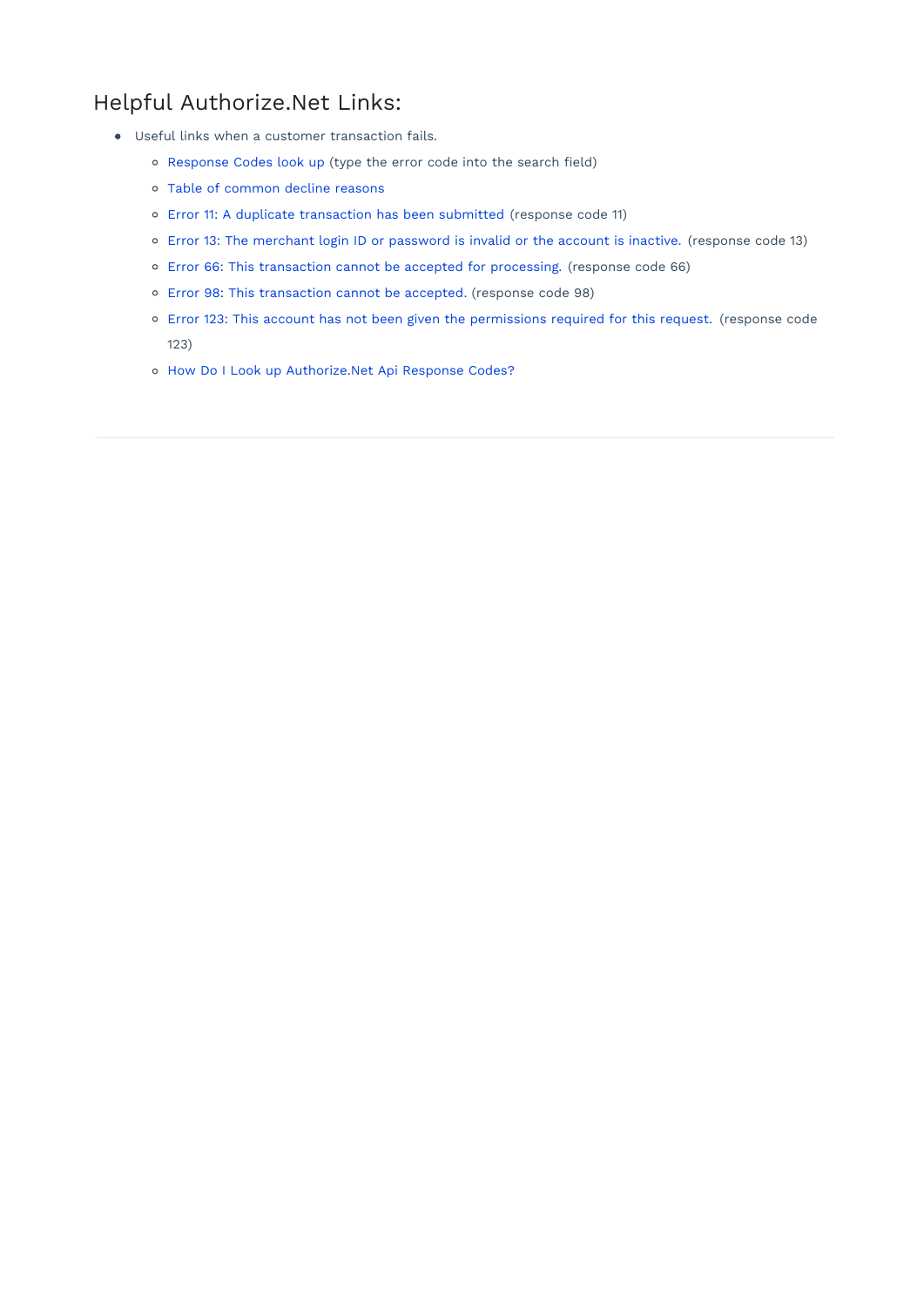## Helpful Authorize.Net Links:

- Useful links when a customer transaction fails.
  - Response Codes look up (type the error code into the search field)
  - Table of common decline reasons
  - Error 11: A duplicate transaction has been submitted (response code 11)
  - Error 13: The merchant login ID or password is invalid or the account is inactive. (response code 13)
  - Error 66: This transaction cannot be accepted for processing. (response code 66)
  - Error 98: This transaction cannot be accepted. (response code 98)
  - Error 123: This account has not been given the permissions required for this request. (response code 123)
  - How Do I Look up Authorize.Net Api Response Codes?

---